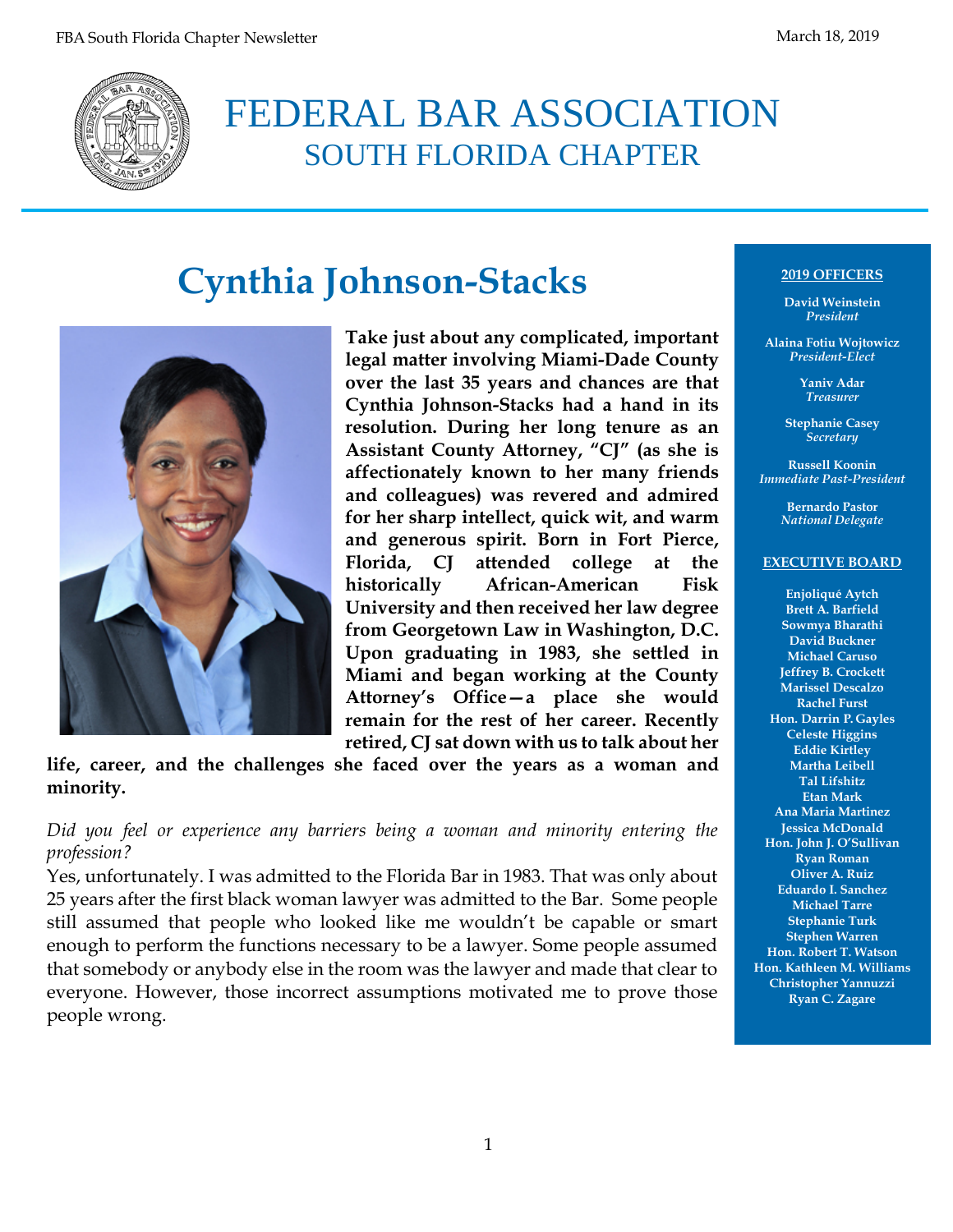# FEDERAL BAR ASSOCIATION
## SOUTH FLORIDA CHAPTER

# Cynthia Johnson-Stacks

**Take just about any complicated, important legal matter involving Miami-Dade County over the last 35 years and chances are that Cynthia Johnson-Stacks had a hand in its resolution. During her long tenure as an Assistant County Attorney, "CJ" (as she is affectionately known to her many friends and colleagues) was revered and admired for her sharp intellect, quick wit, and warm and generous spirit. Born in Fort Pierce, Florida, CJ attended college at the historically African-American Fisk University and then received her law degree from Georgetown Law in Washington, D.C. Upon graduating in 1983, she settled in Miami and began working at the County Attorney's Office—a place she would remain for the rest of her career. Recently retired, CJ sat down with us to talk about her life, career, and the challenges she faced over the years as a woman and minority.**

*Did you feel or experience any barriers being a woman and minority entering the profession?*

Yes, unfortunately. I was admitted to the Florida Bar in 1983. That was only about 25 years after the first black woman lawyer was admitted to the Bar. Some people still assumed that people who looked like me wouldn't be capable or smart enough to perform the functions necessary to be a lawyer. Some people assumed that somebody or anybody else in the room was the lawyer and made that clear to everyone. However, those incorrect assumptions motivated me to prove those people wrong.

**2019 OFFICERS**

**David Weinstein**
*President*

**Alaina Fotiu Wojtowicz**
*President-Elect*

**Yaniv Adar**
*Treasurer*

**Stephanie Casey**
*Secretary*

**Russell Koonin**
*Immediate Past-President*

**Bernardo Pastor**
*National Delegate*

**EXECUTIVE BOARD**

**Enjoliqué Aytch**
**Brett A. Barfield**
**Sowmya Bharathi**
**David Buckner**
**Michael Caruso**
**Jeffrey B. Crockett**
**Marissel Descalzo**
**Rachel Furst**
**Hon. Darrin P. Gayles**
**Celeste Higgins**
**Eddie Kirtley**
**Martha Leibell**
**Tal Lifshitz**
**Etan Mark**
**Ana Maria Martinez**
**Jessica McDonald**
**Hon. John J. O'Sullivan**
**Ryan Roman**
**Oliver A. Ruiz**
**Eduardo I. Sanchez**
**Michael Tarre**
**Stephanie Turk**
**Stephen Warren**
**Hon. Robert T. Watson**
**Hon. Kathleen M. Williams**
**Christopher Yannuzzi**
**Ryan C. Zagare**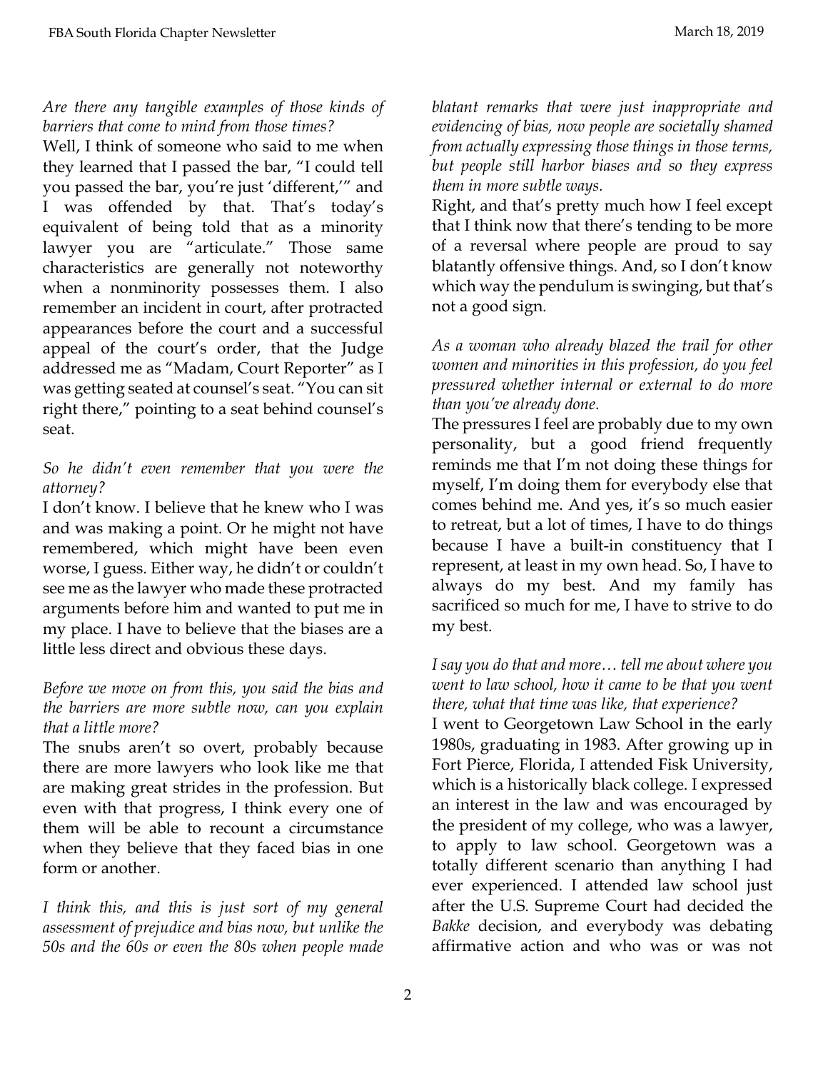*Are there any tangible examples of those kinds of barriers that come to mind from those times?*

Well, I think of someone who said to me when they learned that I passed the bar, "I could tell you passed the bar, you're just 'different,'" and I was offended by that. That's today's equivalent of being told that as a minority lawyer you are "articulate." Those same characteristics are generally not noteworthy when a nonminority possesses them. I also remember an incident in court, after protracted appearances before the court and a successful appeal of the court's order, that the Judge addressed me as "Madam, Court Reporter" as I was getting seated at counsel's seat. "You can sit right there," pointing to a seat behind counsel's seat.

*So he didn't even remember that you were the attorney?*

I don't know. I believe that he knew who I was and was making a point. Or he might not have remembered, which might have been even worse, I guess. Either way, he didn't or couldn't see me as the lawyer who made these protracted arguments before him and wanted to put me in my place. I have to believe that the biases are a little less direct and obvious these days.

*Before we move on from this, you said the bias and the barriers are more subtle now, can you explain that a little more?*

The snubs aren't so overt, probably because there are more lawyers who look like me that are making great strides in the profession. But even with that progress, I think every one of them will be able to recount a circumstance when they believe that they faced bias in one form or another.

*I think this, and this is just sort of my general assessment of prejudice and bias now, but unlike the 50s and the 60s or even the 80s when people made blatant remarks that were just inappropriate and evidencing of bias, now people are societally shamed from actually expressing those things in those terms, but people still harbor biases and so they express them in more subtle ways.*

Right, and that's pretty much how I feel except that I think now that there's tending to be more of a reversal where people are proud to say blatantly offensive things. And, so I don't know which way the pendulum is swinging, but that's not a good sign.

*As a woman who already blazed the trail for other women and minorities in this profession, do you feel pressured whether internal or external to do more than you've already done.*

The pressures I feel are probably due to my own personality, but a good friend frequently reminds me that I'm not doing these things for myself, I'm doing them for everybody else that comes behind me. And yes, it's so much easier to retreat, but a lot of times, I have to do things because I have a built-in constituency that I represent, at least in my own head. So, I have to always do my best. And my family has sacrificed so much for me, I have to strive to do my best.

*I say you do that and more… tell me about where you went to law school, how it came to be that you went there, what that time was like, that experience?*

I went to Georgetown Law School in the early 1980s, graduating in 1983. After growing up in Fort Pierce, Florida, I attended Fisk University, which is a historically black college. I expressed an interest in the law and was encouraged by the president of my college, who was a lawyer, to apply to law school. Georgetown was a totally different scenario than anything I had ever experienced. I attended law school just after the U.S. Supreme Court had decided the *Bakke* decision, and everybody was debating affirmative action and who was or was not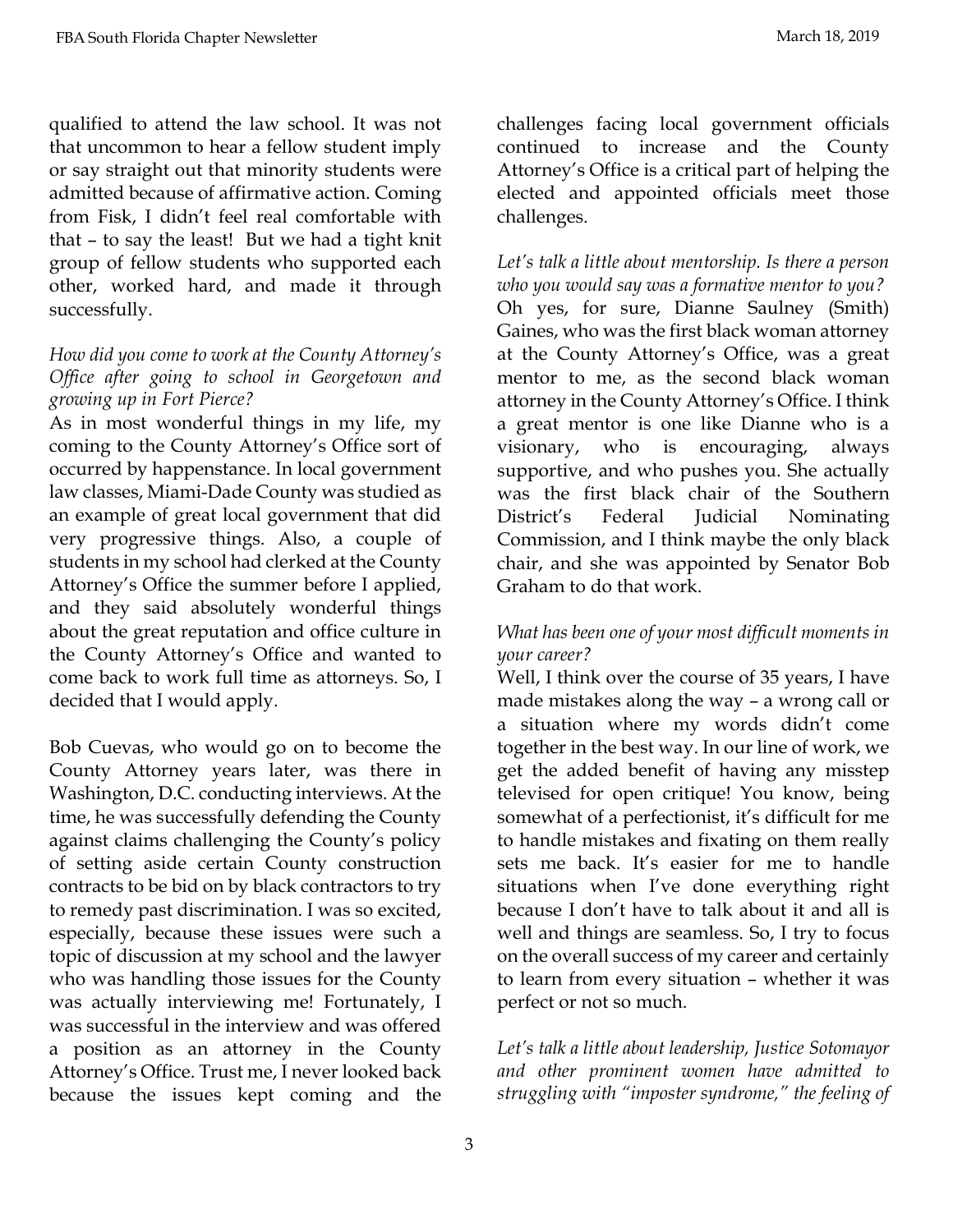qualified to attend the law school. It was not that uncommon to hear a fellow student imply or say straight out that minority students were admitted because of affirmative action. Coming from Fisk, I didn't feel real comfortable with that – to say the least! But we had a tight knit group of fellow students who supported each other, worked hard, and made it through successfully.

*How did you come to work at the County Attorney's Office after going to school in Georgetown and growing up in Fort Pierce?*

As in most wonderful things in my life, my coming to the County Attorney's Office sort of occurred by happenstance. In local government law classes, Miami-Dade County was studied as an example of great local government that did very progressive things. Also, a couple of students in my school had clerked at the County Attorney's Office the summer before I applied, and they said absolutely wonderful things about the great reputation and office culture in the County Attorney's Office and wanted to come back to work full time as attorneys. So, I decided that I would apply.

Bob Cuevas, who would go on to become the County Attorney years later, was there in Washington, D.C. conducting interviews. At the time, he was successfully defending the County against claims challenging the County's policy of setting aside certain County construction contracts to be bid on by black contractors to try to remedy past discrimination. I was so excited, especially, because these issues were such a topic of discussion at my school and the lawyer who was handling those issues for the County was actually interviewing me! Fortunately, I was successful in the interview and was offered a position as an attorney in the County Attorney's Office. Trust me, I never looked back because the issues kept coming and the challenges facing local government officials continued to increase and the County Attorney's Office is a critical part of helping the elected and appointed officials meet those challenges.

*Let's talk a little about mentorship. Is there a person who you would say was a formative mentor to you?*

Oh yes, for sure, Dianne Saulney (Smith) Gaines, who was the first black woman attorney at the County Attorney's Office, was a great mentor to me, as the second black woman attorney in the County Attorney's Office. I think a great mentor is one like Dianne who is a visionary, who is encouraging, always supportive, and who pushes you. She actually was the first black chair of the Southern District's Federal Judicial Nominating Commission, and I think maybe the only black chair, and she was appointed by Senator Bob Graham to do that work.

*What has been one of your most difficult moments in your career?*

Well, I think over the course of 35 years, I have made mistakes along the way – a wrong call or a situation where my words didn't come together in the best way. In our line of work, we get the added benefit of having any misstep televised for open critique! You know, being somewhat of a perfectionist, it's difficult for me to handle mistakes and fixating on them really sets me back. It's easier for me to handle situations when I've done everything right because I don't have to talk about it and all is well and things are seamless. So, I try to focus on the overall success of my career and certainly to learn from every situation – whether it was perfect or not so much.

*Let's talk a little about leadership, Justice Sotomayor and other prominent women have admitted to struggling with "imposter syndrome," the feeling of*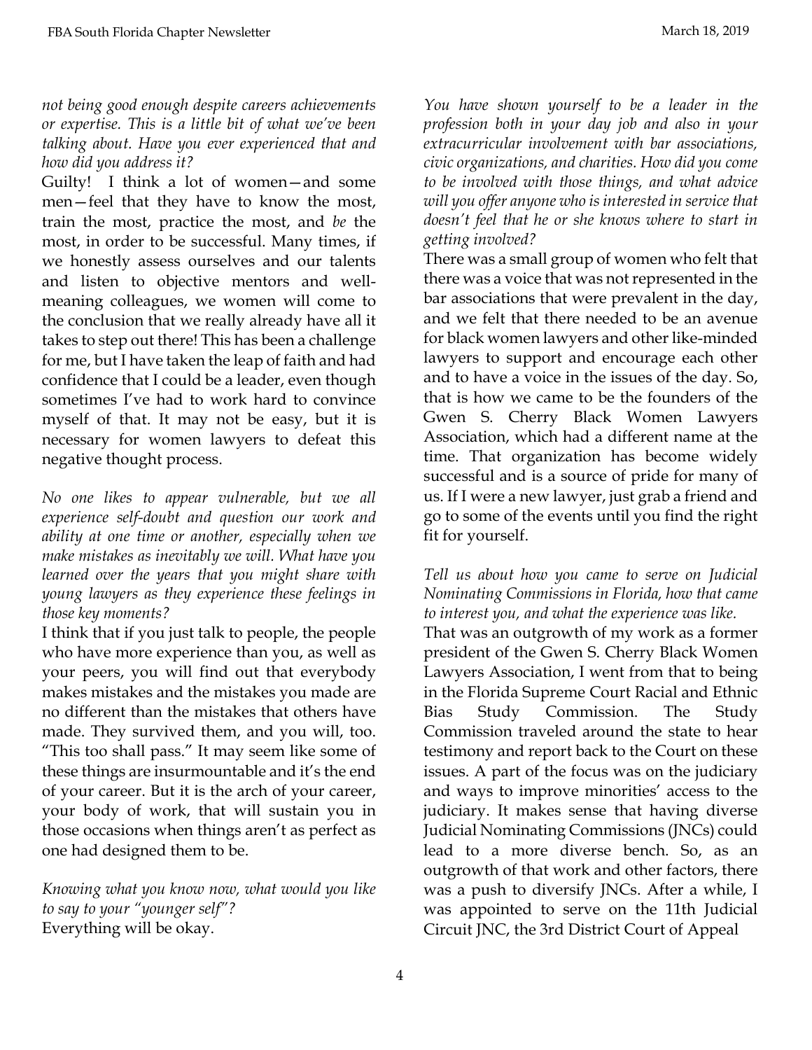*not being good enough despite careers achievements or expertise. This is a little bit of what we've been talking about. Have you ever experienced that and how did you address it?*

Guilty! I think a lot of women—and some men—feel that they have to know the most, train the most, practice the most, and *be* the most, in order to be successful. Many times, if we honestly assess ourselves and our talents and listen to objective mentors and well-meaning colleagues, we women will come to the conclusion that we really already have all it takes to step out there! This has been a challenge for me, but I have taken the leap of faith and had confidence that I could be a leader, even though sometimes I've had to work hard to convince myself of that. It may not be easy, but it is necessary for women lawyers to defeat this negative thought process.

*No one likes to appear vulnerable, but we all experience self-doubt and question our work and ability at one time or another, especially when we make mistakes as inevitably we will. What have you learned over the years that you might share with young lawyers as they experience these feelings in those key moments?*

I think that if you just talk to people, the people who have more experience than you, as well as your peers, you will find out that everybody makes mistakes and the mistakes you made are no different than the mistakes that others have made. They survived them, and you will, too. "This too shall pass." It may seem like some of these things are insurmountable and it's the end of your career. But it is the arch of your career, your body of work, that will sustain you in those occasions when things aren't as perfect as one had designed them to be.

*Knowing what you know now, what would you like to say to your "younger self"?*

Everything will be okay.

*You have shown yourself to be a leader in the profession both in your day job and also in your extracurricular involvement with bar associations, civic organizations, and charities. How did you come to be involved with those things, and what advice will you offer anyone who is interested in service that doesn't feel that he or she knows where to start in getting involved?*

There was a small group of women who felt that there was a voice that was not represented in the bar associations that were prevalent in the day, and we felt that there needed to be an avenue for black women lawyers and other like-minded lawyers to support and encourage each other and to have a voice in the issues of the day. So, that is how we came to be the founders of the Gwen S. Cherry Black Women Lawyers Association, which had a different name at the time. That organization has become widely successful and is a source of pride for many of us. If I were a new lawyer, just grab a friend and go to some of the events until you find the right fit for yourself.

*Tell us about how you came to serve on Judicial Nominating Commissions in Florida, how that came to interest you, and what the experience was like.*

That was an outgrowth of my work as a former president of the Gwen S. Cherry Black Women Lawyers Association, I went from that to being in the Florida Supreme Court Racial and Ethnic Bias Study Commission. The Study Commission traveled around the state to hear testimony and report back to the Court on these issues. A part of the focus was on the judiciary and ways to improve minorities' access to the judiciary. It makes sense that having diverse Judicial Nominating Commissions (JNCs) could lead to a more diverse bench. So, as an outgrowth of that work and other factors, there was a push to diversify JNCs. After a while, I was appointed to serve on the 11th Judicial Circuit JNC, the 3rd District Court of Appeal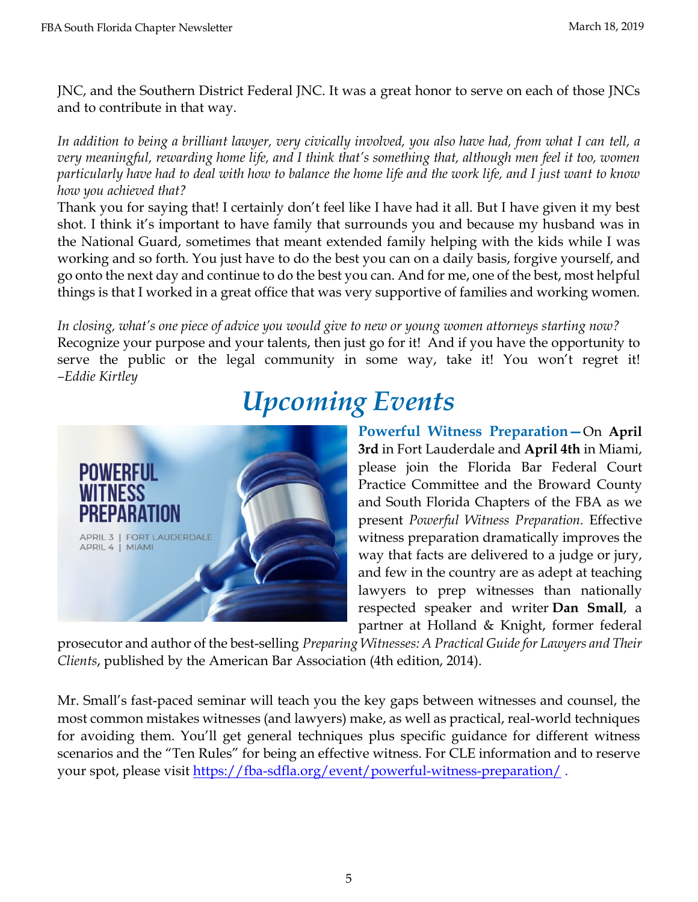JNC, and the Southern District Federal JNC. It was a great honor to serve on each of those JNCs and to contribute in that way.

*In addition to being a brilliant lawyer, very civically involved, you also have had, from what I can tell, a very meaningful, rewarding home life, and I think that's something that, although men feel it too, women particularly have had to deal with how to balance the home life and the work life, and I just want to know how you achieved that?*

Thank you for saying that! I certainly don't feel like I have had it all. But I have given it my best shot. I think it's important to have family that surrounds you and because my husband was in the National Guard, sometimes that meant extended family helping with the kids while I was working and so forth. You just have to do the best you can on a daily basis, forgive yourself, and go onto the next day and continue to do the best you can. And for me, one of the best, most helpful things is that I worked in a great office that was very supportive of families and working women.

*In closing, what's one piece of advice you would give to new or young women attorneys starting now?*

Recognize your purpose and your talents, then just go for it! And if you have the opportunity to serve the public or the legal community in some way, take it! You won't regret it! *–Eddie Kirtley*

# *Upcoming Events*

**Powerful Witness Preparation**—On **April 3rd** in Fort Lauderdale and **April 4th** in Miami, please join the Florida Bar Federal Court Practice Committee and the Broward County and South Florida Chapters of the FBA as we present *Powerful Witness Preparation.* Effective witness preparation dramatically improves the way that facts are delivered to a judge or jury, and few in the country are as adept at teaching lawyers to prep witnesses than nationally respected speaker and writer **Dan Small**, a partner at Holland & Knight, former federal prosecutor and author of the best-selling *Preparing Witnesses: A Practical Guide for Lawyers and Their Clients*, published by the American Bar Association (4th edition, 2014).

Mr. Small's fast-paced seminar will teach you the key gaps between witnesses and counsel, the most common mistakes witnesses (and lawyers) make, as well as practical, real-world techniques for avoiding them. You'll get general techniques plus specific guidance for different witness scenarios and the "Ten Rules" for being an effective witness. For CLE information and to reserve your spot, please visit https://fba-sdfla.org/event/powerful-witness-preparation/ .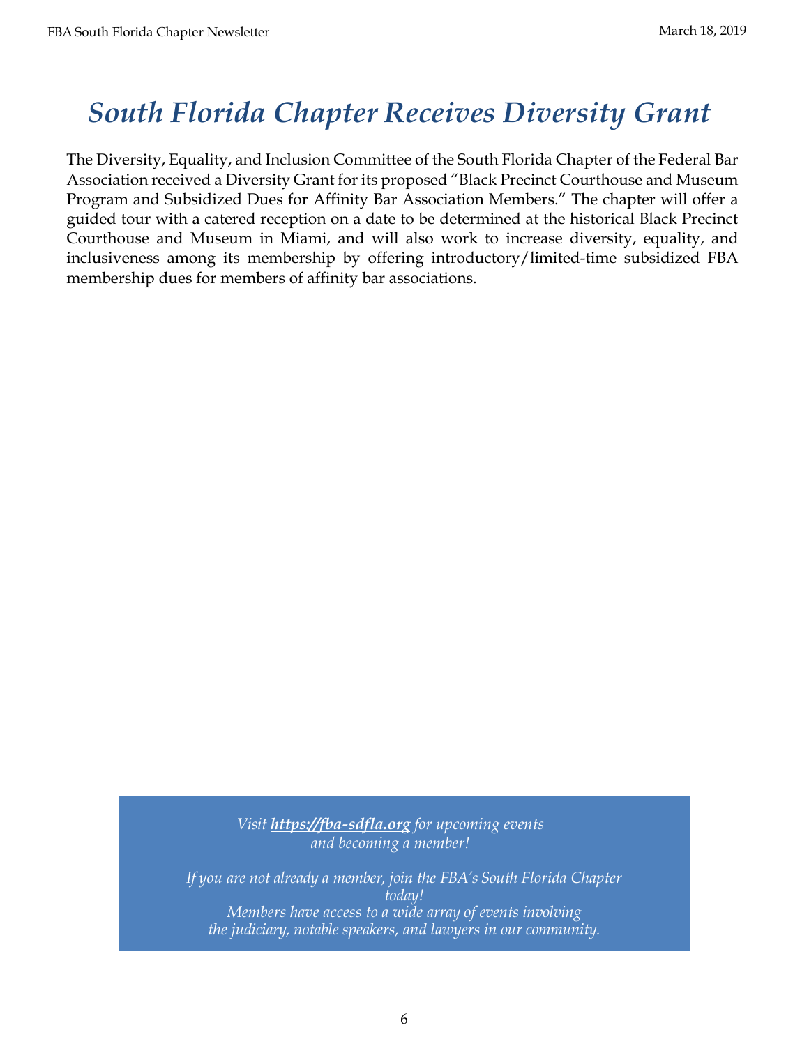# *South Florida Chapter Receives Diversity Grant*

The Diversity, Equality, and Inclusion Committee of the South Florida Chapter of the Federal Bar Association received a Diversity Grant for its proposed "Black Precinct Courthouse and Museum Program and Subsidized Dues for Affinity Bar Association Members." The chapter will offer a guided tour with a catered reception on a date to be determined at the historical Black Precinct Courthouse and Museum in Miami, and will also work to increase diversity, equality, and inclusiveness among its membership by offering introductory/limited-time subsidized FBA membership dues for members of affinity bar associations.

*Visit **https://fba-sdfla.org** for upcoming events and becoming a member!*

*If you are not already a member, join the FBA's South Florida Chapter today!*
*Members have access to a wide array of events involving the judiciary, notable speakers, and lawyers in our community.*